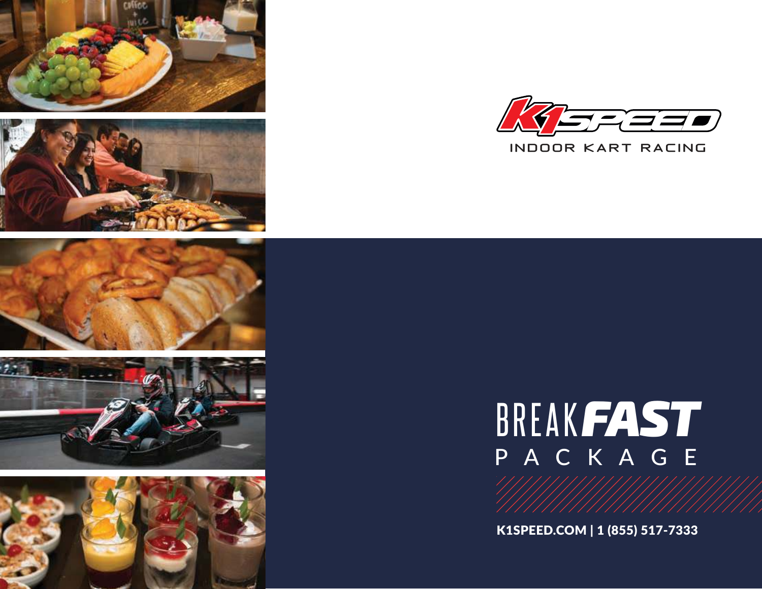K1SPEED

INDOOR KART RACING

# BREAK**FAST** PACKAGE

K1SPEED.COM | 1 (855) 517-7333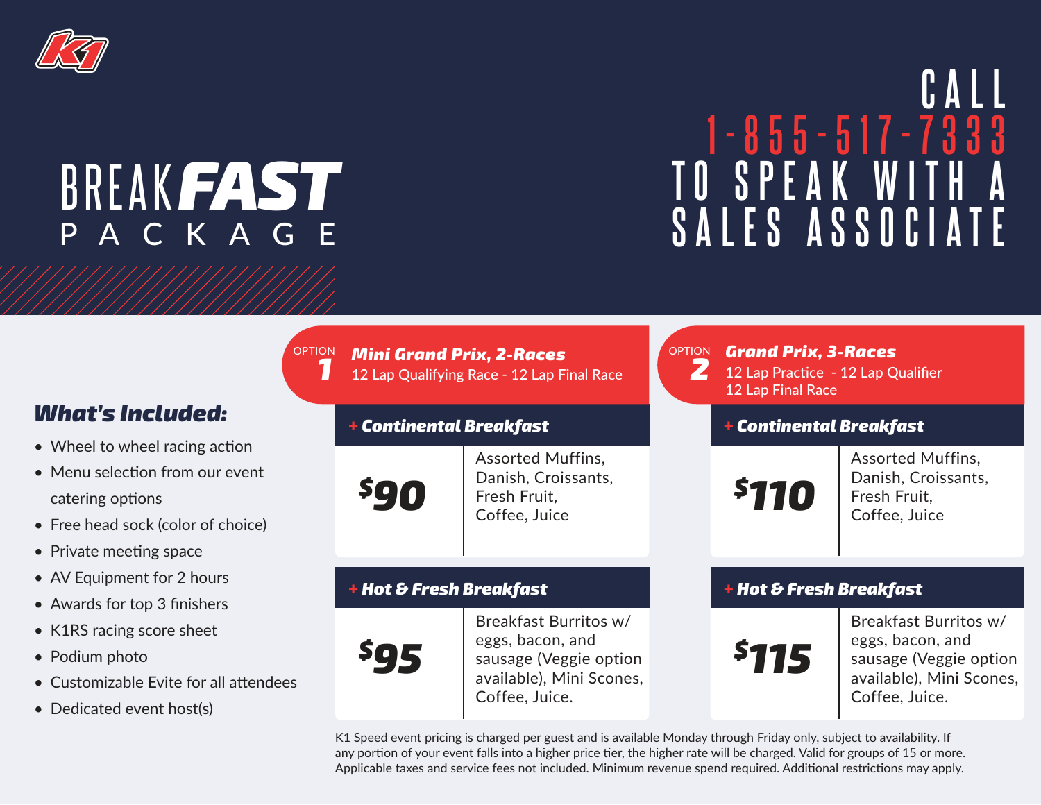K1

# BREAKFAST PACKAGE

CALL
1-855-517-7333
TO SPEAK WITH A SALES ASSOCIATE

## *What's Included:*

- Wheel to wheel racing action
- Menu selection from our event catering options
- Free head sock (color of choice)
- Private meeting space
- AV Equipment for 2 hours
- Awards for top 3 finishers
- K1RS racing score sheet
- Podium photo
- Customizable Evite for all attendees
- Dedicated event host(s)

### OPTION 1 — *Mini Grand Prix, 2-Races*
12 Lap Qualifying Race - 12 Lap Final Race

| + Continental Breakfast | |
|---|---|
| $90 | Assorted Muffins, Danish, Croissants, Fresh Fruit, Coffee, Juice |

| + Hot & Fresh Breakfast | |
|---|---|
| $95 | Breakfast Burritos w/ eggs, bacon, and sausage (Veggie option available), Mini Scones, Coffee, Juice. |

### OPTION 2 — *Grand Prix, 3-Races*
12 Lap Practice - 12 Lap Qualifier
12 Lap Final Race

| + Continental Breakfast | |
|---|---|
| $110 | Assorted Muffins, Danish, Croissants, Fresh Fruit, Coffee, Juice |

| + Hot & Fresh Breakfast | |
|---|---|
| $115 | Breakfast Burritos w/ eggs, bacon, and sausage (Veggie option available), Mini Scones, Coffee, Juice. |

K1 Speed event pricing is charged per guest and is available Monday through Friday only, subject to availability. If any portion of your event falls into a higher price tier, the higher rate will be charged. Valid for groups of 15 or more. Applicable taxes and service fees not included. Minimum revenue spend required. Additional restrictions may apply.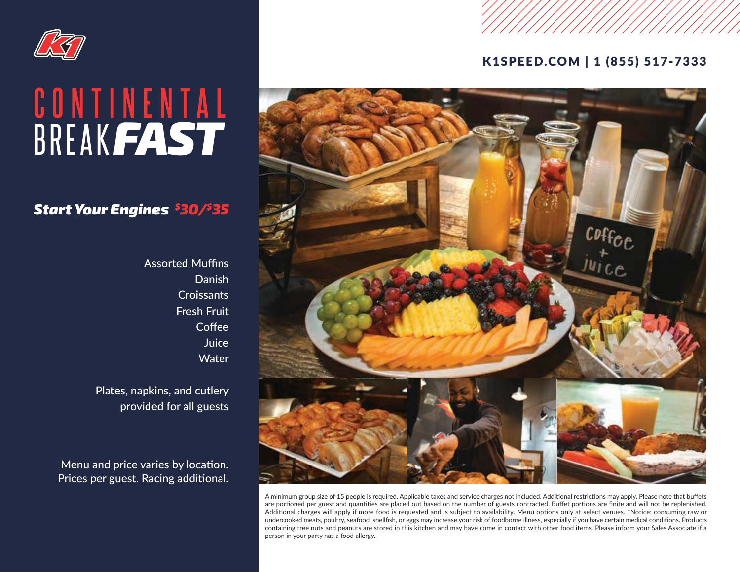K1SPEED.COM | 1 (855) 517-7333

# CONTINENTAL BREAKFAST

## *Start Your Engines* $30/$35

Assorted Muffins
Danish
Croissants
Fresh Fruit
Coffee
Juice
Water

Plates, napkins, and cutlery provided for all guests

Menu and price varies by location. Prices per guest. Racing additional.

A minimum group size of 15 people is required. Applicable taxes and service charges not included. Additional restrictions may apply. Please note that buffets are portioned per guest and quantities are placed out based on the number of guests contracted. Buffet portions are finite and will not be replenished. Additional charges will apply if more food is requested and is subject to availability. Menu options only at select venues. *Notice: consuming raw or undercooked meats, poultry, seafood, shellfish, or eggs may increase your risk of foodborne illness, especially if you have certain medical conditions. Products containing tree nuts and peanuts are stored in this kitchen and may have come in contact with other food items. Please inform your Sales Associate if a person in your party has a food allergy.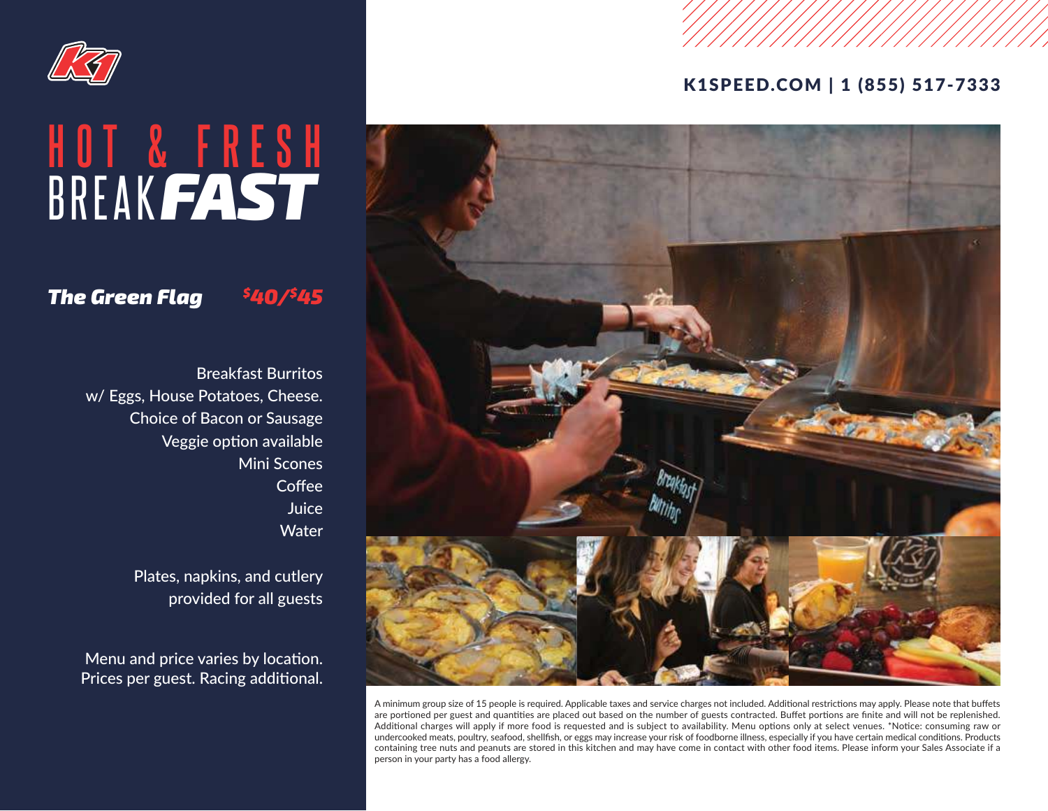K1SPEED.COM | 1 (855) 517-7333

# HOT & FRESH BREAKFAST

## *The Green Flag* — $40/$45

Breakfast Burritos
w/ Eggs, House Potatoes, Cheese.
Choice of Bacon or Sausage
Veggie option available
Mini Scones
Coffee
Juice
Water

Plates, napkins, and cutlery provided for all guests

Menu and price varies by location.
Prices per guest. Racing additional.

A minimum group size of 15 people is required. Applicable taxes and service charges not included. Additional restrictions may apply. Please note that buffets are portioned per guest and quantities are placed out based on the number of guests contracted. Buffet portions are finite and will not be replenished. Additional charges will apply if more food is requested and is subject to availability. Menu options only at select venues. *Notice: consuming raw or undercooked meats, poultry, seafood, shellfish, or eggs may increase your risk of foodborne illness, especially if you have certain medical conditions. Products containing tree nuts and peanuts are stored in this kitchen and may have come in contact with other food items. Please inform your Sales Associate if a person in your party has a food allergy.